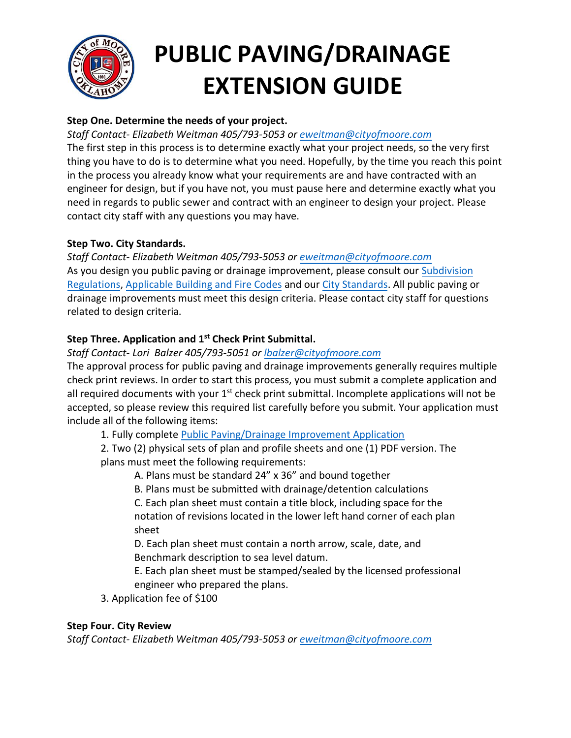# PUBLIC PAVING/DRAINAGE EXTENSION GUIDE

**Step One. Determine the needs of your project.**

*Staff Contact- Elizabeth Weitman 405/793-5053 or [eweitman@cityofmoore.com](mailto:eweitman@cityofmoore.com)*

The first step in this process is to determine exactly what your project needs, so the very first thing you have to do is to determine what you need. Hopefully, by the time you reach this point in the process you already know what your requirements are and have contracted with an engineer for design, but if you have not, you must pause here and determine exactly what you need in regards to public sewer and contract with an engineer to design your project. Please contact city staff with any questions you may have.

**Step Two. City Standards.**

*Staff Contact- Elizabeth Weitman 405/793-5053 or [eweitman@cityofmoore.com](mailto:eweitman@cityofmoore.com)*

As you design you public paving or drainage improvement, please consult our Subdivision Regulations, Applicable Building and Fire Codes and our City Standards. All public paving or drainage improvements must meet this design criteria. Please contact city staff for questions related to design criteria.

**Step Three. Application and 1st Check Print Submittal.**

*Staff Contact- Lori Balzer 405/793-5051 or [lbalzer@cityofmoore.com](mailto:lbalzer@cityofmoore.com)*

The approval process for public paving and drainage improvements generally requires multiple check print reviews. In order to start this process, you must submit a complete application and all required documents with your 1st check print submittal. Incomplete applications will not be accepted, so please review this required list carefully before you submit. Your application must include all of the following items:

1. Fully complete Public Paving/Drainage Improvement Application
2. Two (2) physical sets of plan and profile sheets and one (1) PDF version. The plans must meet the following requirements:
   - A. Plans must be standard 24" x 36" and bound together
   - B. Plans must be submitted with drainage/detention calculations
   - C. Each plan sheet must contain a title block, including space for the notation of revisions located in the lower left hand corner of each plan sheet
   - D. Each plan sheet must contain a north arrow, scale, date, and Benchmark description to sea level datum.
   - E. Each plan sheet must be stamped/sealed by the licensed professional engineer who prepared the plans.
3. Application fee of $100

**Step Four. City Review**

*Staff Contact- Elizabeth Weitman 405/793-5053 or [eweitman@cityofmoore.com](mailto:eweitman@cityofmoore.com)*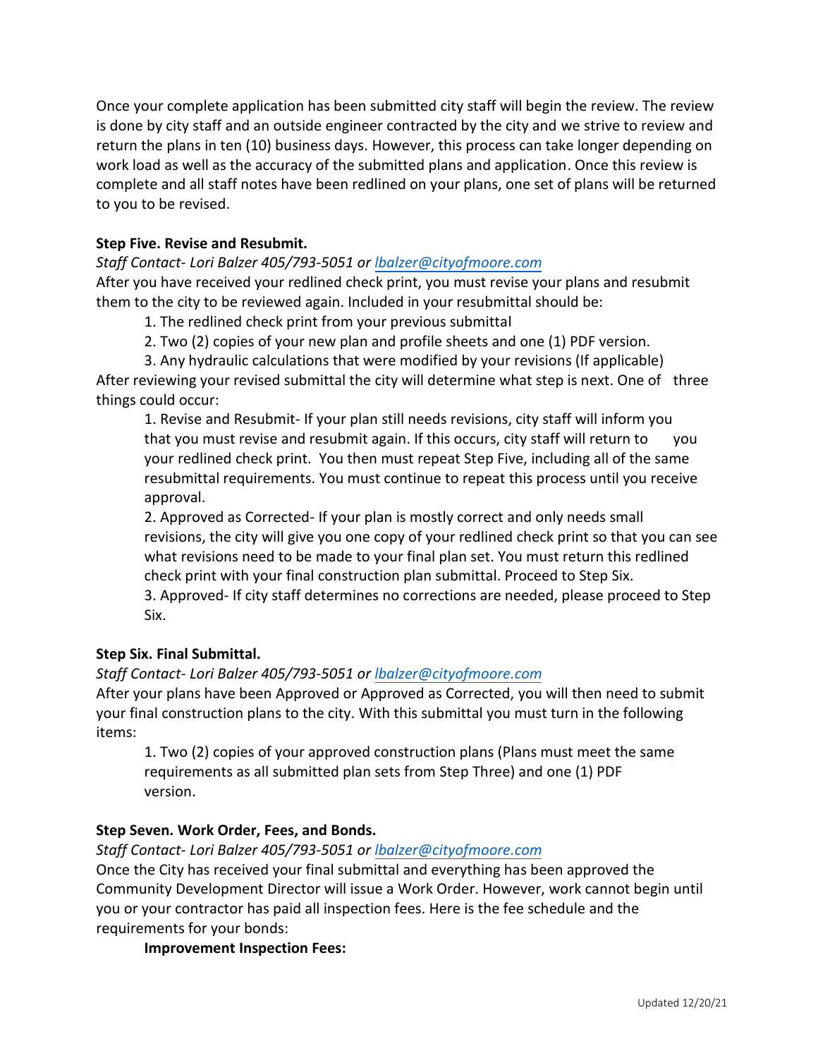Once your complete application has been submitted city staff will begin the review. The review is done by city staff and an outside engineer contracted by the city and we strive to review and return the plans in ten (10) business days. However, this process can take longer depending on work load as well as the accuracy of the submitted plans and application. Once this review is complete and all staff notes have been redlined on your plans, one set of plans will be returned to you to be revised.

**Step Five. Revise and Resubmit.**

*Staff Contact- Lori Balzer 405/793-5051 or [lbalzer@cityofmoore.com](mailto:lbalzer@cityofmoore.com)*

After you have received your redlined check print, you must revise your plans and resubmit them to the city to be reviewed again. Included in your resubmittal should be:

1. The redlined check print from your previous submittal
2. Two (2) copies of your new plan and profile sheets and one (1) PDF version.
3. Any hydraulic calculations that were modified by your revisions (If applicable)

After reviewing your revised submittal the city will determine what step is next. One of three things could occur:

1. Revise and Resubmit- If your plan still needs revisions, city staff will inform you that you must revise and resubmit again. If this occurs, city staff will return to you your redlined check print. You then must repeat Step Five, including all of the same resubmittal requirements. You must continue to repeat this process until you receive approval.
2. Approved as Corrected- If your plan is mostly correct and only needs small revisions, the city will give you one copy of your redlined check print so that you can see what revisions need to be made to your final plan set. You must return this redlined check print with your final construction plan submittal. Proceed to Step Six.
3. Approved- If city staff determines no corrections are needed, please proceed to Step Six.

**Step Six. Final Submittal.**

*Staff Contact- Lori Balzer 405/793-5051 or [lbalzer@cityofmoore.com](mailto:lbalzer@cityofmoore.com)*

After your plans have been Approved or Approved as Corrected, you will then need to submit your final construction plans to the city. With this submittal you must turn in the following items:

1. Two (2) copies of your approved construction plans (Plans must meet the same requirements as all submitted plan sets from Step Three) and one (1) PDF version.

**Step Seven. Work Order, Fees, and Bonds.**

*Staff Contact- Lori Balzer 405/793-5051 or [lbalzer@cityofmoore.com](mailto:lbalzer@cityofmoore.com)*

Once the City has received your final submittal and everything has been approved the Community Development Director will issue a Work Order. However, work cannot begin until you or your contractor has paid all inspection fees. Here is the fee schedule and the requirements for your bonds:

**Improvement Inspection Fees:**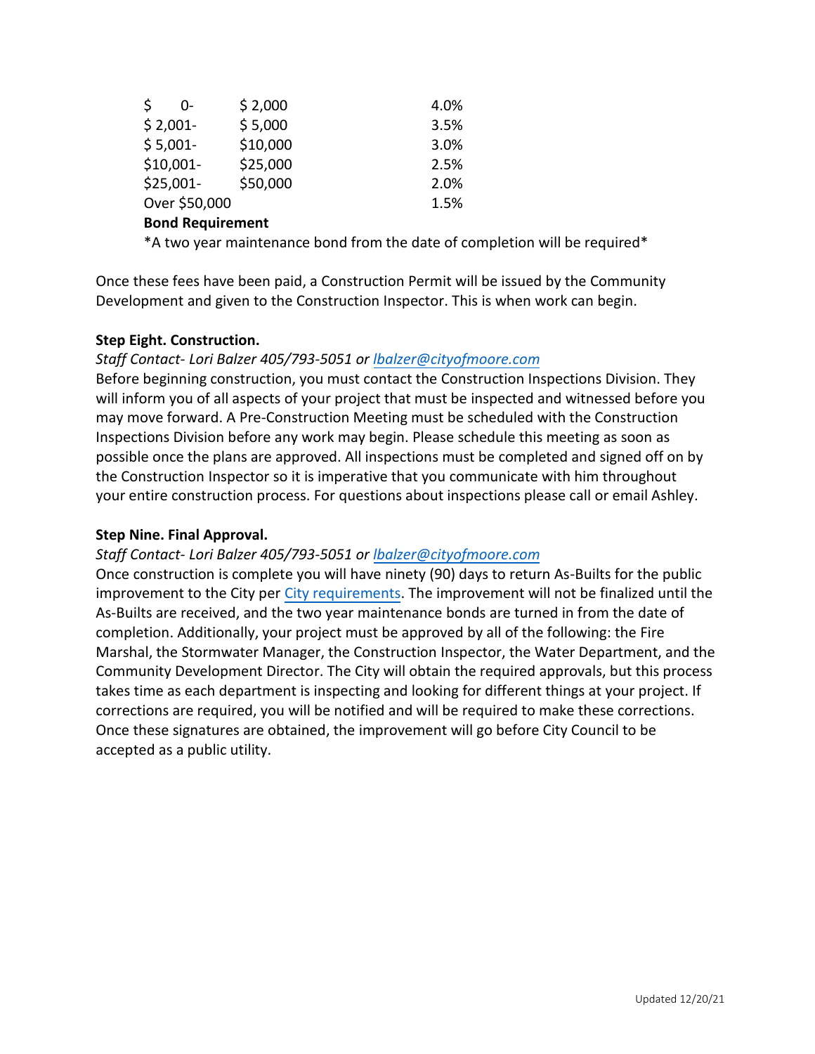| | | |
|---|---|---|
| $ 0- | $ 2,000 | 4.0% |
| $ 2,001- | $ 5,000 | 3.5% |
| $ 5,001- | $10,000 | 3.0% |
| $10,001- | $25,000 | 2.5% |
| $25,001- | $50,000 | 2.0% |
| Over $50,000 | | 1.5% |

**Bond Requirement**

*A two year maintenance bond from the date of completion will be required*

Once these fees have been paid, a Construction Permit will be issued by the Community Development and given to the Construction Inspector. This is when work can begin.

**Step Eight. Construction.**

*Staff Contact- Lori Balzer 405/793-5051 or lbalzer@cityofmoore.com*

Before beginning construction, you must contact the Construction Inspections Division. They will inform you of all aspects of your project that must be inspected and witnessed before you may move forward. A Pre-Construction Meeting must be scheduled with the Construction Inspections Division before any work may begin. Please schedule this meeting as soon as possible once the plans are approved. All inspections must be completed and signed off on by the Construction Inspector so it is imperative that you communicate with him throughout your entire construction process. For questions about inspections please call or email Ashley.

**Step Nine. Final Approval.**

*Staff Contact- Lori Balzer 405/793-5051 or lbalzer@cityofmoore.com*

Once construction is complete you will have ninety (90) days to return As-Builts for the public improvement to the City per City requirements. The improvement will not be finalized until the As-Builts are received, and the two year maintenance bonds are turned in from the date of completion. Additionally, your project must be approved by all of the following: the Fire Marshal, the Stormwater Manager, the Construction Inspector, the Water Department, and the Community Development Director. The City will obtain the required approvals, but this process takes time as each department is inspecting and looking for different things at your project. If corrections are required, you will be notified and will be required to make these corrections. Once these signatures are obtained, the improvement will go before City Council to be accepted as a public utility.

Updated 12/20/21